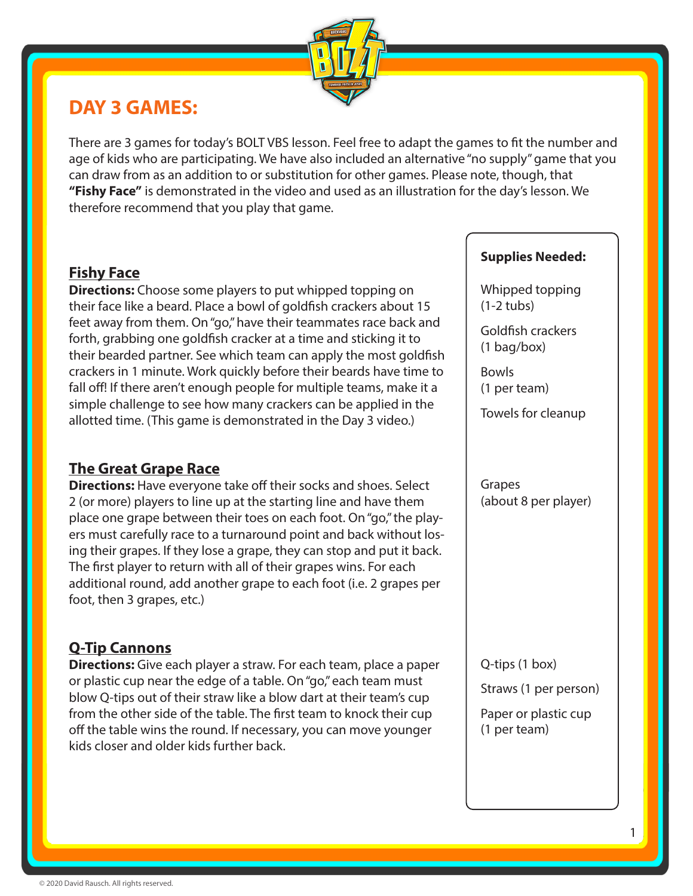# DAY 3 GAMES:

There are 3 games for today's BOLT VBS lesson. Feel free to adapt the games to fit the number and age of kids who are participating. We have also included an alternative "no supply" game that you can draw from as an addition to or substitution for other games. Please note, though, that **"Fishy Face"** is demonstrated in the video and used as an illustration for the day's lesson. We therefore recommend that you play that game.

## Fishy Face

**Directions:** Choose some players to put whipped topping on their face like a beard. Place a bowl of goldfish crackers about 15 feet away from them. On "go," have their teammates race back and forth, grabbing one goldfish cracker at a time and sticking it to their bearded partner. See which team can apply the most goldfish crackers in 1 minute. Work quickly before their beards have time to fall off! If there aren't enough people for multiple teams, make it a simple challenge to see how many crackers can be applied in the allotted time. (This game is demonstrated in the Day 3 video.)

**Supplies Needed:**

- Whipped topping (1-2 tubs)
- Goldfish crackers (1 bag/box)
- Bowls (1 per team)
- Towels for cleanup

## The Great Grape Race

**Directions:** Have everyone take off their socks and shoes. Select 2 (or more) players to line up at the starting line and have them place one grape between their toes on each foot. On "go," the players must carefully race to a turnaround point and back without losing their grapes. If they lose a grape, they can stop and put it back. The first player to return with all of their grapes wins. For each additional round, add another grape to each foot (i.e. 2 grapes per foot, then 3 grapes, etc.)

**Supplies Needed:**

- Grapes (about 8 per player)

## Q-Tip Cannons

**Directions:** Give each player a straw. For each team, place a paper or plastic cup near the edge of a table. On "go," each team must blow Q-tips out of their straw like a blow dart at their team's cup from the other side of the table. The first team to knock their cup off the table wins the round. If necessary, you can move younger kids closer and older kids further back.

**Supplies Needed:**

- Q-tips (1 box)
- Straws (1 per person)
- Paper or plastic cup (1 per team)

© 2020 David Rausch. All rights reserved.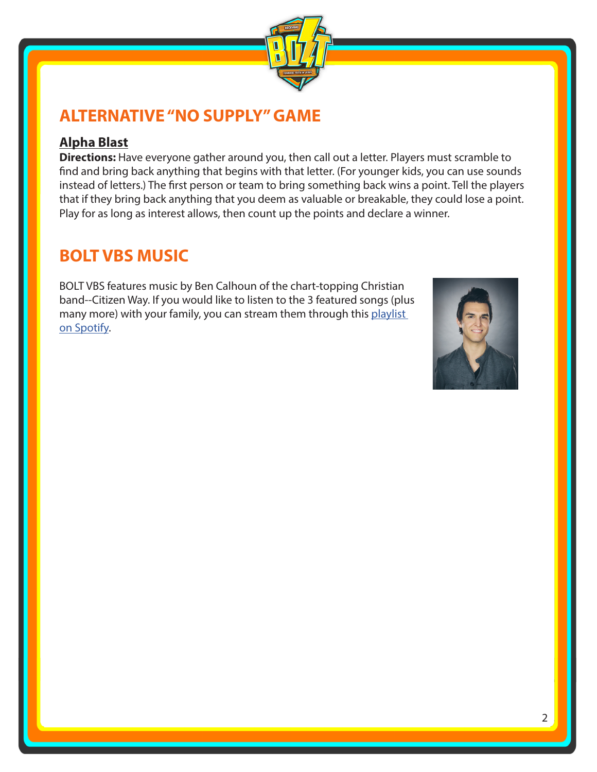## ALTERNATIVE "NO SUPPLY" GAME

**Alpha Blast**

**Directions:** Have everyone gather around you, then call out a letter. Players must scramble to find and bring back anything that begins with that letter. (For younger kids, you can use sounds instead of letters.) The first person or team to bring something back wins a point. Tell the players that if they bring back anything that you deem as valuable or breakable, they could lose a point. Play for as long as interest allows, then count up the points and declare a winner.

## BOLT VBS MUSIC

BOLT VBS features music by Ben Calhoun of the chart-topping Christian band--Citizen Way. If you would like to listen to the 3 featured songs (plus many more) with your family, you can stream them through this playlist on Spotify.